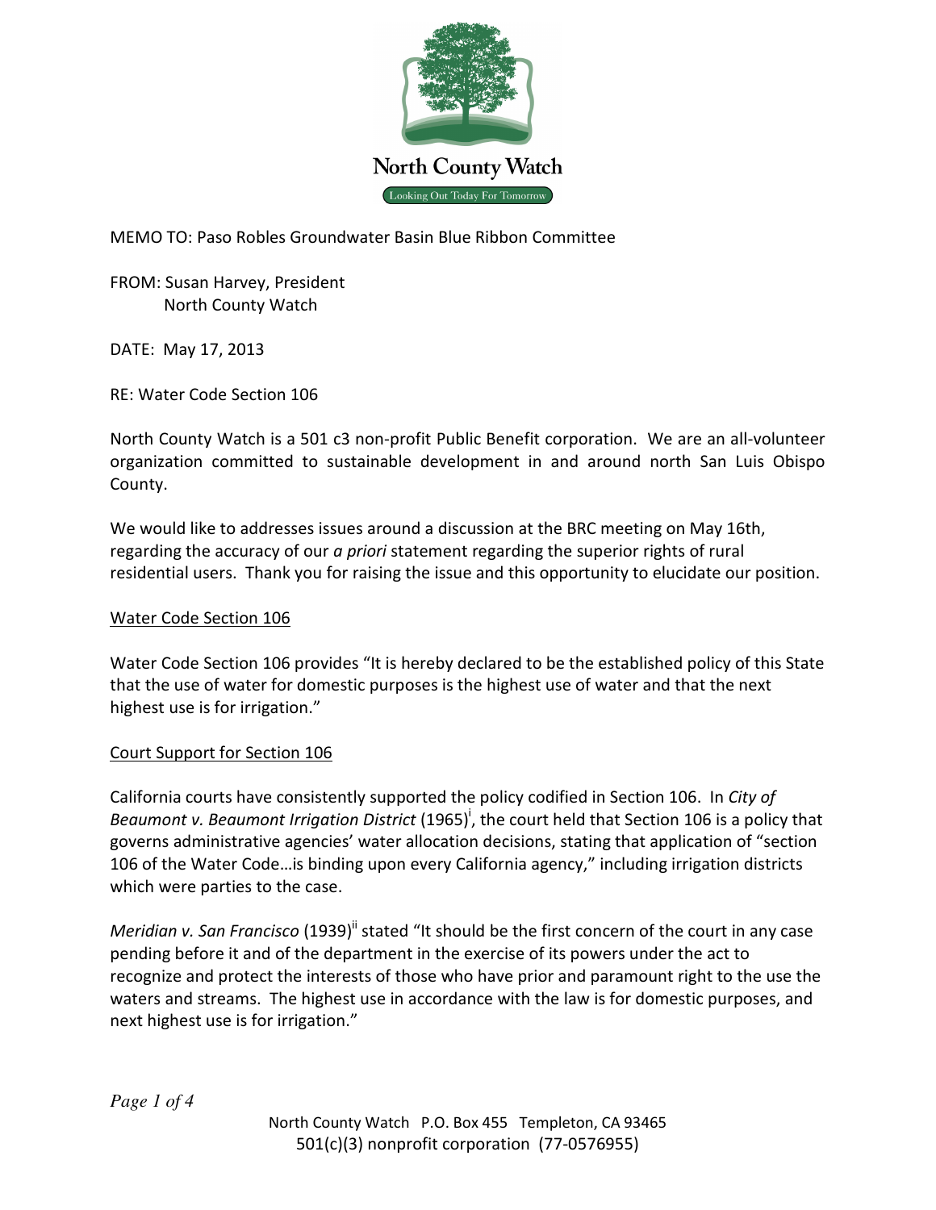North County Watch

Looking Out Today For Tomorrow

MEMO TO: Paso Robles Groundwater Basin Blue Ribbon Committee

FROM: Susan Harvey, President
North County Watch

DATE: May 17, 2013

RE: Water Code Section 106

North County Watch is a 501 c3 non-profit Public Benefit corporation. We are an all-volunteer organization committed to sustainable development in and around north San Luis Obispo County.

We would like to addresses issues around a discussion at the BRC meeting on May 16th, regarding the accuracy of our *a priori* statement regarding the superior rights of rural residential users. Thank you for raising the issue and this opportunity to elucidate our position.

## Water Code Section 106

Water Code Section 106 provides "It is hereby declared to be the established policy of this State that the use of water for domestic purposes is the highest use of water and that the next highest use is for irrigation."

## Court Support for Section 106

California courts have consistently supported the policy codified in Section 106. In *City of Beaumont v. Beaumont Irrigation District* (1965)[i], the court held that Section 106 is a policy that governs administrative agencies' water allocation decisions, stating that application of "section 106 of the Water Code…is binding upon every California agency," including irrigation districts which were parties to the case.

*Meridian v. San Francisco* (1939)[ii] stated "It should be the first concern of the court in any case pending before it and of the department in the exercise of its powers under the act to recognize and protect the interests of those who have prior and paramount right to the use the waters and streams. The highest use in accordance with the law is for domestic purposes, and next highest use is for irrigation."

North County Watch P.O. Box 455 Templeton, CA 93465
501(c)(3) nonprofit corporation (77-0576955)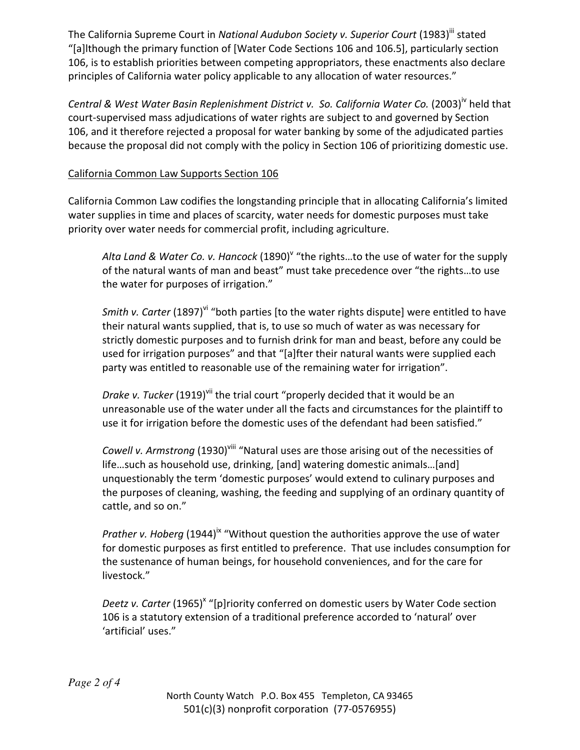The California Supreme Court in *National Audubon Society v. Superior Court* (1983)[iii] stated "[a]lthough the primary function of [Water Code Sections 106 and 106.5], particularly section 106, is to establish priorities between competing appropriators, these enactments also declare principles of California water policy applicable to any allocation of water resources."

*Central & West Water Basin Replenishment District v. So. California Water Co.* (2003)[iv] held that court-supervised mass adjudications of water rights are subject to and governed by Section 106, and it therefore rejected a proposal for water banking by some of the adjudicated parties because the proposal did not comply with the policy in Section 106 of prioritizing domestic use.

<u>California Common Law Supports Section 106</u>

California Common Law codifies the longstanding principle that in allocating California's limited water supplies in time and places of scarcity, water needs for domestic purposes must take priority over water needs for commercial profit, including agriculture.

> *Alta Land & Water Co. v. Hancock* (1890)[v] "the rights…to the use of water for the supply of the natural wants of man and beast" must take precedence over "the rights…to use the water for purposes of irrigation."
>
> *Smith v. Carter* (1897)[vi] "both parties [to the water rights dispute] were entitled to have their natural wants supplied, that is, to use so much of water as was necessary for strictly domestic purposes and to furnish drink for man and beast, before any could be used for irrigation purposes" and that "[a]fter their natural wants were supplied each party was entitled to reasonable use of the remaining water for irrigation".
>
> *Drake v. Tucker* (1919)[vii] the trial court "properly decided that it would be an unreasonable use of the water under all the facts and circumstances for the plaintiff to use it for irrigation before the domestic uses of the defendant had been satisfied."
>
> *Cowell v. Armstrong* (1930)[viii] "Natural uses are those arising out of the necessities of life…such as household use, drinking, [and] watering domestic animals…[and] unquestionably the term 'domestic purposes' would extend to culinary purposes and the purposes of cleaning, washing, the feeding and supplying of an ordinary quantity of cattle, and so on."
>
> *Prather v. Hoberg* (1944)[ix] "Without question the authorities approve the use of water for domestic purposes as first entitled to preference. That use includes consumption for the sustenance of human beings, for household conveniences, and for the care for livestock."
>
> *Deetz v. Carter* (1965)[x] "[p]riority conferred on domestic users by Water Code section 106 is a statutory extension of a traditional preference accorded to 'natural' over 'artificial' uses."

North County Watch P.O. Box 455 Templeton, CA 93465
501(c)(3) nonprofit corporation (77-0576955)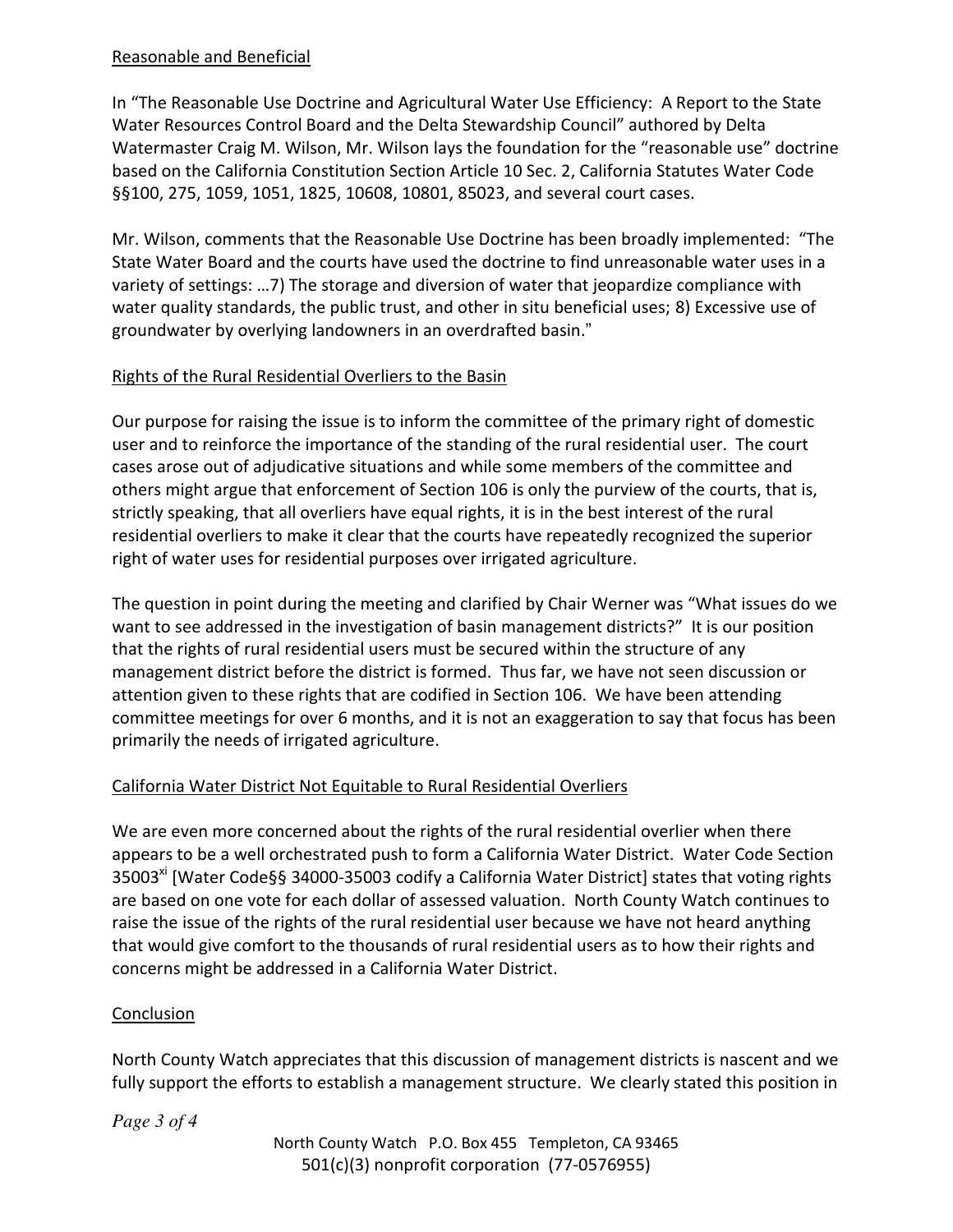Reasonable and Beneficial

In "The Reasonable Use Doctrine and Agricultural Water Use Efficiency: A Report to the State Water Resources Control Board and the Delta Stewardship Council" authored by Delta Watermaster Craig M. Wilson, Mr. Wilson lays the foundation for the "reasonable use" doctrine based on the California Constitution Section Article 10 Sec. 2, California Statutes Water Code §§100, 275, 1059, 1051, 1825, 10608, 10801, 85023, and several court cases.

Mr. Wilson, comments that the Reasonable Use Doctrine has been broadly implemented: "The State Water Board and the courts have used the doctrine to find unreasonable water uses in a variety of settings: …7) The storage and diversion of water that jeopardize compliance with water quality standards, the public trust, and other in situ beneficial uses; 8) Excessive use of groundwater by overlying landowners in an overdrafted basin."

Rights of the Rural Residential Overliers to the Basin

Our purpose for raising the issue is to inform the committee of the primary right of domestic user and to reinforce the importance of the standing of the rural residential user. The court cases arose out of adjudicative situations and while some members of the committee and others might argue that enforcement of Section 106 is only the purview of the courts, that is, strictly speaking, that all overliers have equal rights, it is in the best interest of the rural residential overliers to make it clear that the courts have repeatedly recognized the superior right of water uses for residential purposes over irrigated agriculture.

The question in point during the meeting and clarified by Chair Werner was "What issues do we want to see addressed in the investigation of basin management districts?" It is our position that the rights of rural residential users must be secured within the structure of any management district before the district is formed. Thus far, we have not seen discussion or attention given to these rights that are codified in Section 106. We have been attending committee meetings for over 6 months, and it is not an exaggeration to say that focus has been primarily the needs of irrigated agriculture.

California Water District Not Equitable to Rural Residential Overliers

We are even more concerned about the rights of the rural residential overlier when there appears to be a well orchestrated push to form a California Water District. Water Code Section 35003[xi] [Water Code§§ 34000-35003 codify a California Water District] states that voting rights are based on one vote for each dollar of assessed valuation. North County Watch continues to raise the issue of the rights of the rural residential user because we have not heard anything that would give comfort to the thousands of rural residential users as to how their rights and concerns might be addressed in a California Water District.

Conclusion

North County Watch appreciates that this discussion of management districts is nascent and we fully support the efforts to establish a management structure. We clearly stated this position in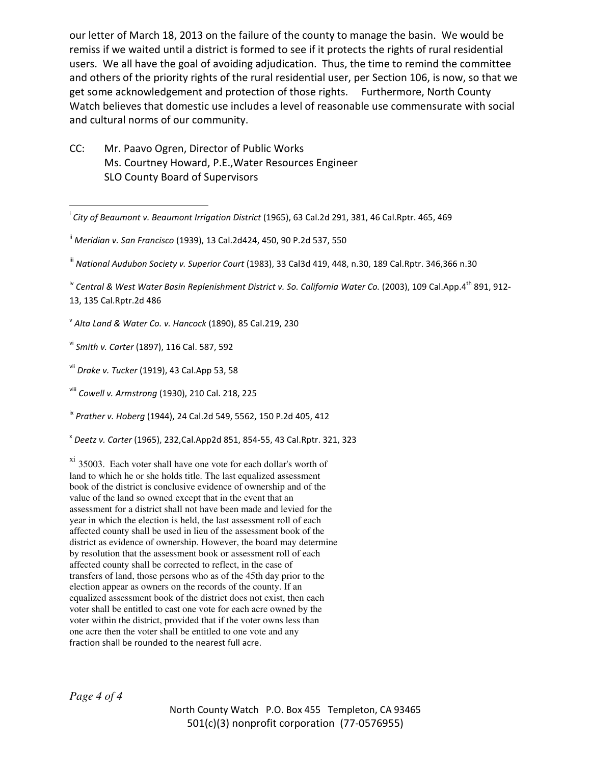our letter of March 18, 2013 on the failure of the county to manage the basin. We would be remiss if we waited until a district is formed to see if it protects the rights of rural residential users. We all have the goal of avoiding adjudication. Thus, the time to remind the committee and others of the priority rights of the rural residential user, per Section 106, is now, so that we get some acknowledgement and protection of those rights. Furthermore, North County Watch believes that domestic use includes a level of reasonable use commensurate with social and cultural norms of our community.

CC: Mr. Paavo Ogren, Director of Public Works
Ms. Courtney Howard, P.E.,Water Resources Engineer
SLO County Board of Supervisors

---

[i] *City of Beaumont v. Beaumont Irrigation District* (1965), 63 Cal.2d 291, 381, 46 Cal.Rptr. 465, 469

[ii] *Meridian v. San Francisco* (1939), 13 Cal.2d424, 450, 90 P.2d 537, 550

[iii] *National Audubon Society v. Superior Court* (1983), 33 Cal3d 419, 448, n.30, 189 Cal.Rptr. 346,366 n.30

[iv] *Central & West Water Basin Replenishment District v. So. California Water Co.* (2003), 109 Cal.App.4th 891, 912-13, 135 Cal.Rptr.2d 486

[v] *Alta Land & Water Co. v. Hancock* (1890), 85 Cal.219, 230

[vi] *Smith v. Carter* (1897), 116 Cal. 587, 592

[vii] *Drake v. Tucker* (1919), 43 Cal.App 53, 58

[viii] *Cowell v. Armstrong* (1930), 210 Cal. 218, 225

[ix] *Prather v. Hoberg* (1944), 24 Cal.2d 549, 5562, 150 P.2d 405, 412

[x] *Deetz v. Carter* (1965), 232,Cal.App2d 851, 854-55, 43 Cal.Rptr. 321, 323

[xi] 35003. Each voter shall have one vote for each dollar's worth of land to which he or she holds title. The last equalized assessment book of the district is conclusive evidence of ownership and of the value of the land so owned except that in the event that an assessment for a district shall not have been made and levied for the year in which the election is held, the last assessment roll of each affected county shall be used in lieu of the assessment book of the district as evidence of ownership. However, the board may determine by resolution that the assessment book or assessment roll of each affected county shall be corrected to reflect, in the case of transfers of land, those persons who as of the 45th day prior to the election appear as owners on the records of the county. If an equalized assessment book of the district does not exist, then each voter shall be entitled to cast one vote for each acre owned by the voter within the district, provided that if the voter owns less than one acre then the voter shall be entitled to one vote and any fraction shall be rounded to the nearest full acre.

North County Watch P.O. Box 455 Templeton, CA 93465
501(c)(3) nonprofit corporation (77-0576955)